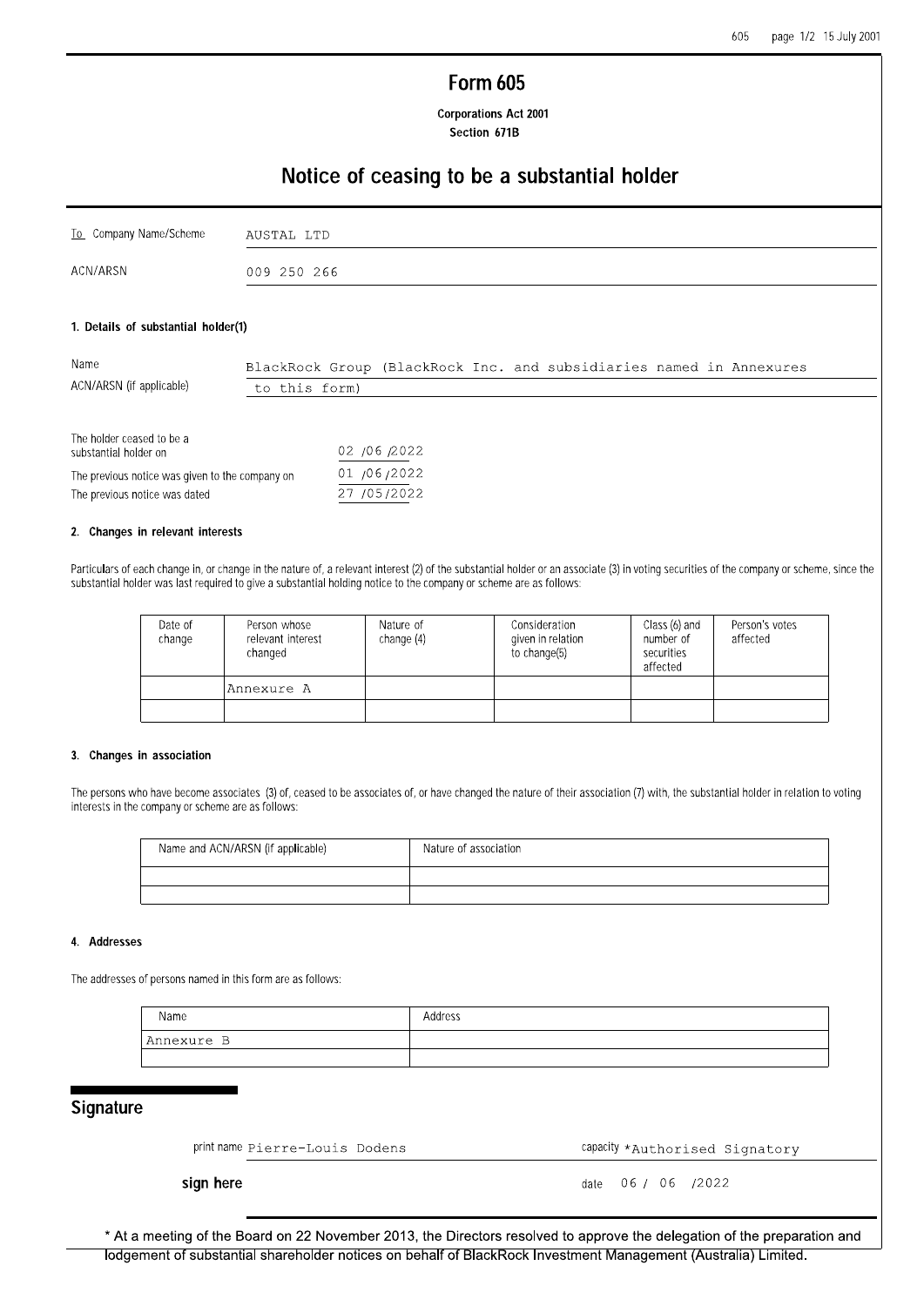# Form 605

**Corporations Act 2001**
**Section 671B**

## Notice of ceasing to be a substantial holder

| To Company Name/Scheme | AUSTAL LTD |
|---|---|
| ACN/ARSN | 009 250 266 |

### 1. Details of substantial holder(1)

| Name | BlackRock Group (BlackRock Inc. and subsidiaries named in Annexures |
|---|---|
| ACN/ARSN (if applicable) | to this form) |

| | |
|---|---|
| The holder ceased to be a substantial holder on | 02 /06 /2022 |
| The previous notice was given to the company on | 01 /06 /2022 |
| The previous notice was dated | 27 /05 /2022 |

### 2. Changes in relevant interests

Particulars of each change in, or change in the nature of, a relevant interest (2) of the substantial holder or an associate (3) in voting securities of the company or scheme, since the substantial holder was last required to give a substantial holding notice to the company or scheme are as follows:

| Date of change | Person whose relevant interest changed | Nature of change (4) | Consideration given in relation to change(5) | Class (6) and number of securities affected | Person's votes affected |
|---|---|---|---|---|---|
| | Annexure A | | | | |
| | | | | | |

### 3. Changes in association

The persons who have become associates (3) of, ceased to be associates of, or have changed the nature of their association (7) with, the substantial holder in relation to voting interests in the company or scheme are as follows:

| Name and ACN/ARSN (if applicable) | Nature of association |
|---|---|
| | |
| | |

### 4. Addresses

The addresses of persons named in this form are as follows:

| Name | Address |
|---|---|
| Annexure B | |
| | |

## Signature

print name Pierre-Louis Dodens

capacity *Authorised Signatory

**sign here**

date 06 / 06 /2022

* At a meeting of the Board on 22 November 2013, the Directors resolved to approve the delegation of the preparation and lodgement of substantial shareholder notices on behalf of BlackRock Investment Management (Australia) Limited.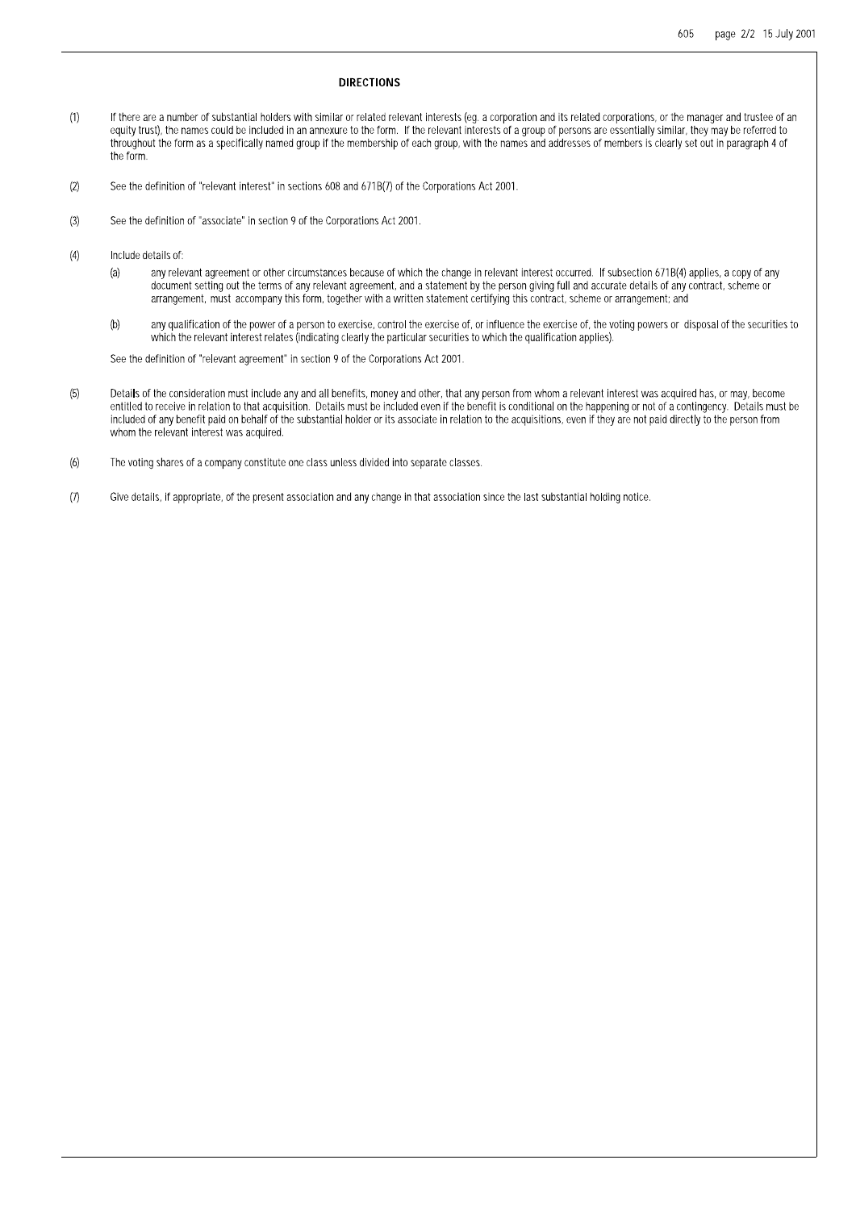## DIRECTIONS

(1) If there are a number of substantial holders with similar or related relevant interests (eg. a corporation and its related corporations, or the manager and trustee of an equity trust), the names could be included in an annexure to the form. If the relevant interests of a group of persons are essentially similar, they may be referred to throughout the form as a specifically named group if the membership of each group, with the names and addresses of members is clearly set out in paragraph 4 of the form.

(2) See the definition of "relevant interest" in sections 608 and 671B(7) of the Corporations Act 2001.

(3) See the definition of "associate" in section 9 of the Corporations Act 2001.

(4) Include details of:

(a) any relevant agreement or other circumstances because of which the change in relevant interest occurred. If subsection 671B(4) applies, a copy of any document setting out the terms of any relevant agreement, and a statement by the person giving full and accurate details of any contract, scheme or arrangement, must accompany this form, together with a written statement certifying this contract, scheme or arrangement; and

(b) any qualification of the power of a person to exercise, control the exercise of, or influence the exercise of, the voting powers or disposal of the securities to which the relevant interest relates (indicating clearly the particular securities to which the qualification applies).

See the definition of "relevant agreement" in section 9 of the Corporations Act 2001.

(5) Details of the consideration must include any and all benefits, money and other, that any person from whom a relevant interest was acquired has, or may, become entitled to receive in relation to that acquisition. Details must be included even if the benefit is conditional on the happening or not of a contingency. Details must be included of any benefit paid on behalf of the substantial holder or its associate in relation to the acquisitions, even if they are not paid directly to the person from whom the relevant interest was acquired.

(6) The voting shares of a company constitute one class unless divided into separate classes.

(7) Give details, if appropriate, of the present association and any change in that association since the last substantial holding notice.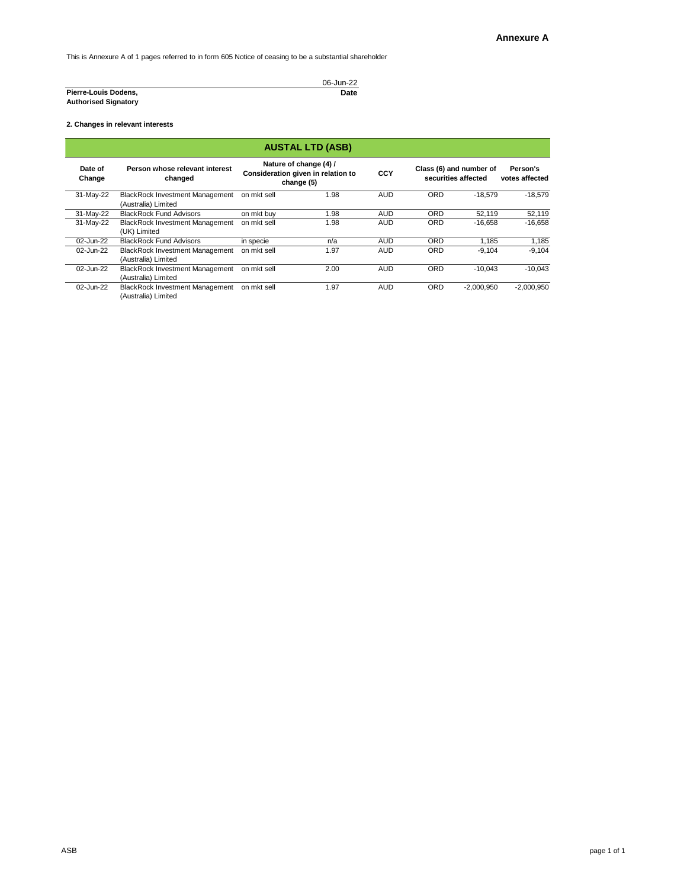**Annexure A**

This is Annexure A of 1 pages referred to in form 605 Notice of ceasing to be a substantial shareholder

| | |
|---|---|
| | 06-Jun-22 |
| **Pierre-Louis Dodens,** | **Date** |
| **Authorised Signatory** | |

**2. Changes in relevant interests**

| **AUSTAL LTD (ASB)** | | | | | | | |
|---|---|---|---|---|---|---|---|
| **Date of Change** | **Person whose relevant interest changed** | **Nature of change (4) / Consideration given in relation to change (5)** | | **CCY** | **Class (6) and number of securities affected** | | **Person's votes affected** |
| 31-May-22 | BlackRock Investment Management (Australia) Limited | on mkt sell | 1.98 | AUD | ORD | -18,579 | -18,579 |
| 31-May-22 | BlackRock Fund Advisors | on mkt buy | 1.98 | AUD | ORD | 52,119 | 52,119 |
| 31-May-22 | BlackRock Investment Management (UK) Limited | on mkt sell | 1.98 | AUD | ORD | -16,658 | -16,658 |
| 02-Jun-22 | BlackRock Fund Advisors | in specie | n/a | AUD | ORD | 1,185 | 1,185 |
| 02-Jun-22 | BlackRock Investment Management (Australia) Limited | on mkt sell | 1.97 | AUD | ORD | -9,104 | -9,104 |
| 02-Jun-22 | BlackRock Investment Management (Australia) Limited | on mkt sell | 2.00 | AUD | ORD | -10,043 | -10,043 |
| 02-Jun-22 | BlackRock Investment Management (Australia) Limited | on mkt sell | 1.97 | AUD | ORD | -2,000,950 | -2,000,950 |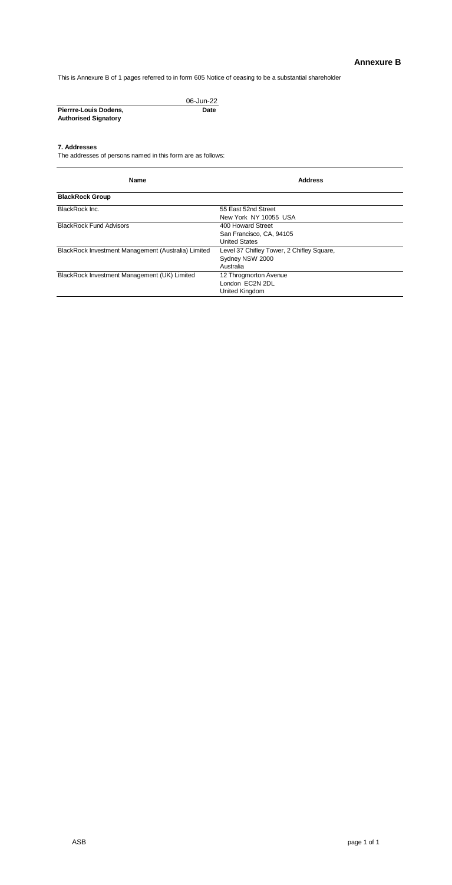# Annexure B

This is Annexure B of 1 pages referred to in form 605 Notice of ceasing to be a substantial shareholder

| | |
|---|---|
| | 06-Jun-22 |
| **Pierrre-Louis Dodens, Authorised Signatory** | **Date** |

**7. Addresses**

The addresses of persons named in this form are as follows:

| Name | Address |
|---|---|
| **BlackRock Group** | |
| BlackRock Inc. | 55 East 52nd Street<br>New York NY 10055 USA |
| BlackRock Fund Advisors | 400 Howard Street<br>San Francisco, CA, 94105<br>United States |
| BlackRock Investment Management (Australia) Limited | Level 37 Chifley Tower, 2 Chifley Square,<br>Sydney NSW 2000<br>Australia |
| BlackRock Investment Management (UK) Limited | 12 Throgmorton Avenue<br>London EC2N 2DL<br>United Kingdom |

ASB